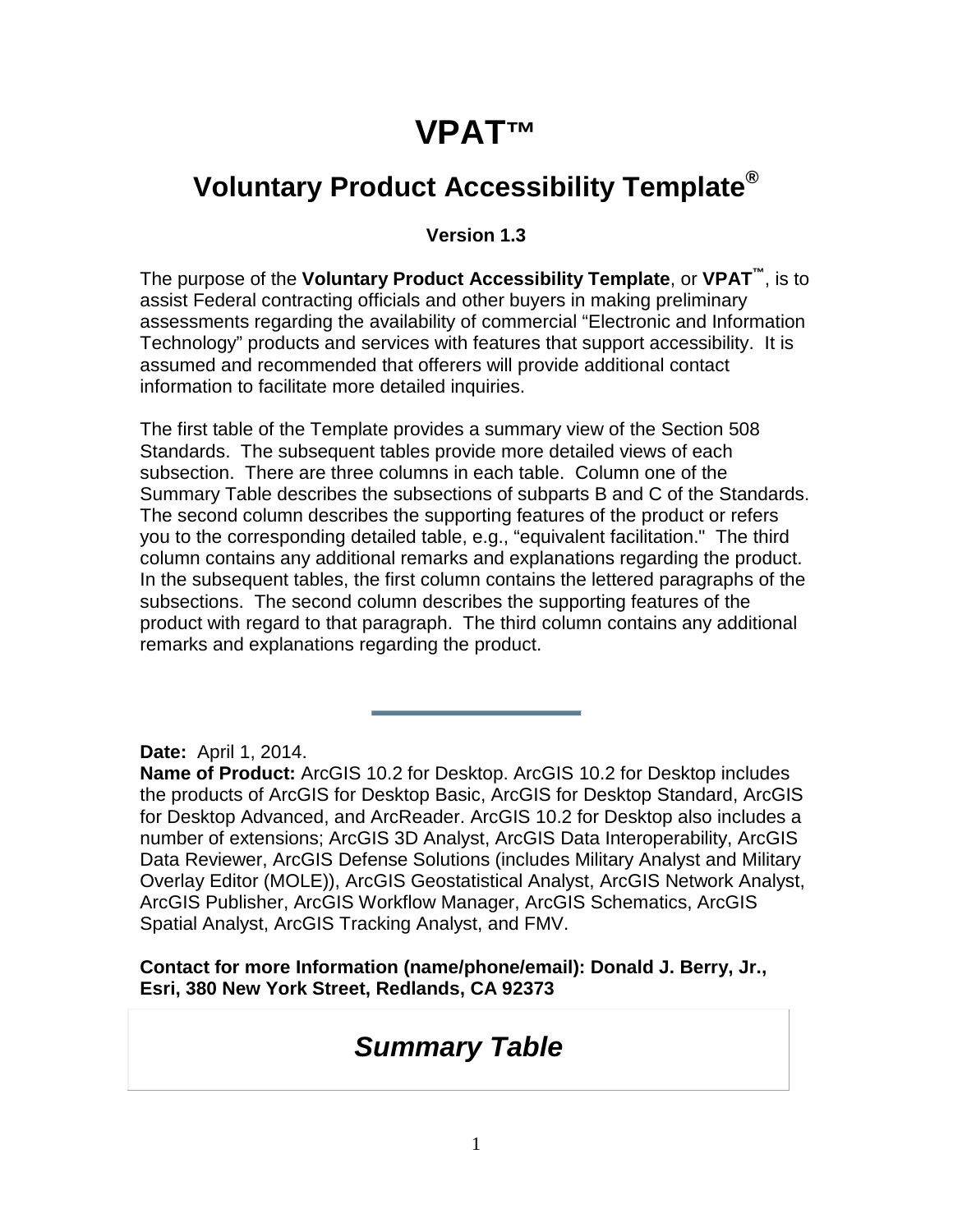# VPAT™

## Voluntary Product Accessibility Template®

**Version 1.3**

The purpose of the **Voluntary Product Accessibility Template**, or **VPAT™**, is to assist Federal contracting officials and other buyers in making preliminary assessments regarding the availability of commercial "Electronic and Information Technology" products and services with features that support accessibility. It is assumed and recommended that offerers will provide additional contact information to facilitate more detailed inquiries.

The first table of the Template provides a summary view of the Section 508 Standards. The subsequent tables provide more detailed views of each subsection. There are three columns in each table. Column one of the Summary Table describes the subsections of subparts B and C of the Standards. The second column describes the supporting features of the product or refers you to the corresponding detailed table, e.g., "equivalent facilitation." The third column contains any additional remarks and explanations regarding the product. In the subsequent tables, the first column contains the lettered paragraphs of the subsections. The second column describes the supporting features of the product with regard to that paragraph. The third column contains any additional remarks and explanations regarding the product.

---

**Date:** April 1, 2014.
**Name of Product:** ArcGIS 10.2 for Desktop. ArcGIS 10.2 for Desktop includes the products of ArcGIS for Desktop Basic, ArcGIS for Desktop Standard, ArcGIS for Desktop Advanced, and ArcReader. ArcGIS 10.2 for Desktop also includes a number of extensions; ArcGIS 3D Analyst, ArcGIS Data Interoperability, ArcGIS Data Reviewer, ArcGIS Defense Solutions (includes Military Analyst and Military Overlay Editor (MOLE)), ArcGIS Geostatistical Analyst, ArcGIS Network Analyst, ArcGIS Publisher, ArcGIS Workflow Manager, ArcGIS Schematics, ArcGIS Spatial Analyst, ArcGIS Tracking Analyst, and FMV.

**Contact for more Information (name/phone/email): Donald J. Berry, Jr., Esri, 380 New York Street, Redlands, CA 92373**

## *Summary Table*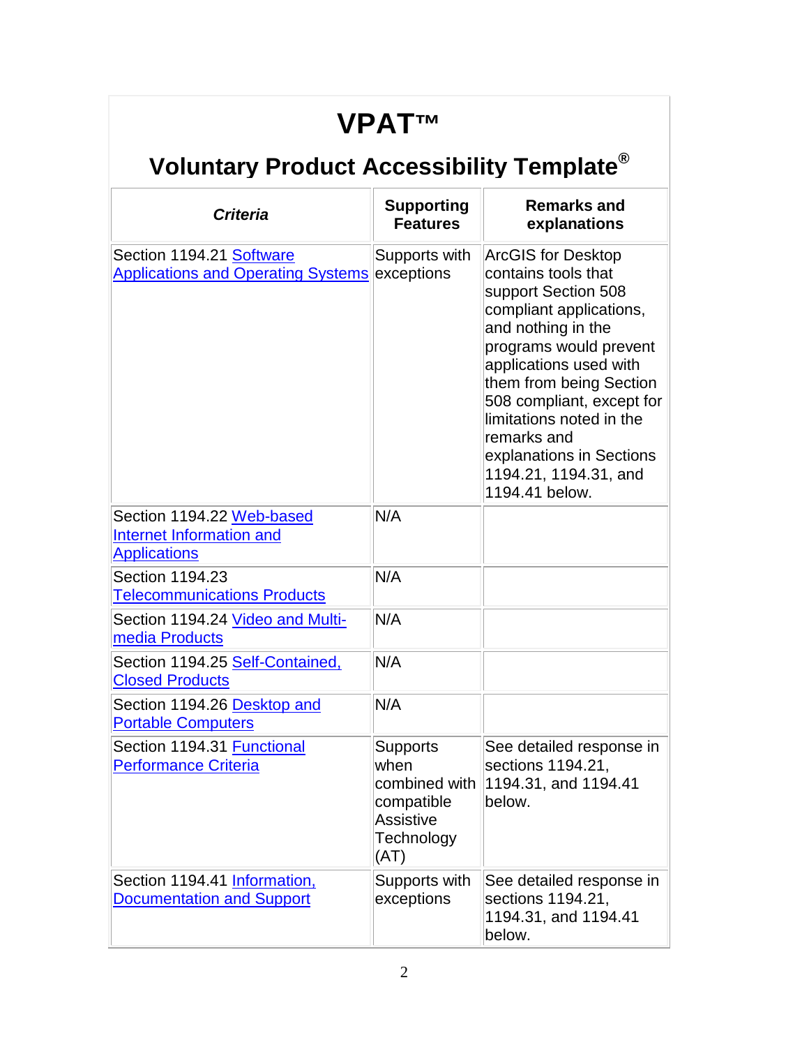# VPAT™

## Voluntary Product Accessibility Template®

| *Criteria* | Supporting Features | Remarks and explanations |
|---|---|---|
| Section 1194.21 Software Applications and Operating Systems | Supports with exceptions | ArcGIS for Desktop contains tools that support Section 508 compliant applications, and nothing in the programs would prevent applications used with them from being Section 508 compliant, except for limitations noted in the remarks and explanations in Sections 1194.21, 1194.31, and 1194.41 below. |
| Section 1194.22 Web-based Internet Information and Applications | N/A | |
| Section 1194.23 Telecommunications Products | N/A | |
| Section 1194.24 Video and Multi-media Products | N/A | |
| Section 1194.25 Self-Contained, Closed Products | N/A | |
| Section 1194.26 Desktop and Portable Computers | N/A | |
| Section 1194.31 Functional Performance Criteria | Supports when combined with compatible Assistive Technology (AT) | See detailed response in sections 1194.21, 1194.31, and 1194.41 below. |
| Section 1194.41 Information, Documentation and Support | Supports with exceptions | See detailed response in sections 1194.21, 1194.31, and 1194.41 below. |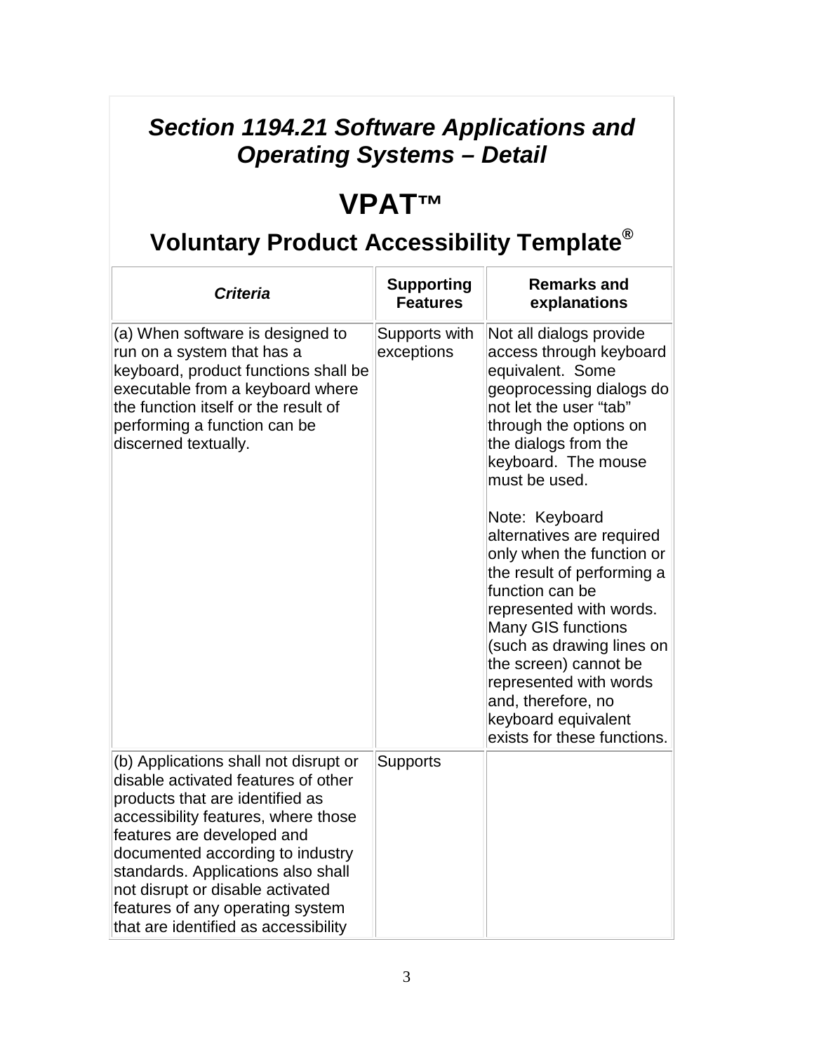## *Section 1194.21 Software Applications and Operating Systems – Detail*

# VPAT™

## Voluntary Product Accessibility Template®

| *Criteria* | Supporting Features | Remarks and explanations |
|---|---|---|
| (a) When software is designed to run on a system that has a keyboard, product functions shall be executable from a keyboard where the function itself or the result of performing a function can be discerned textually. | Supports with exceptions | Not all dialogs provide access through keyboard equivalent. Some geoprocessing dialogs do not let the user "tab" through the options on the dialogs from the keyboard. The mouse must be used.<br><br>Note: Keyboard alternatives are required only when the function or the result of performing a function can be represented with words. Many GIS functions (such as drawing lines on the screen) cannot be represented with words and, therefore, no keyboard equivalent exists for these functions. |
| (b) Applications shall not disrupt or disable activated features of other products that are identified as accessibility features, where those features are developed and documented according to industry standards. Applications also shall not disrupt or disable activated features of any operating system that are identified as accessibility | Supports | |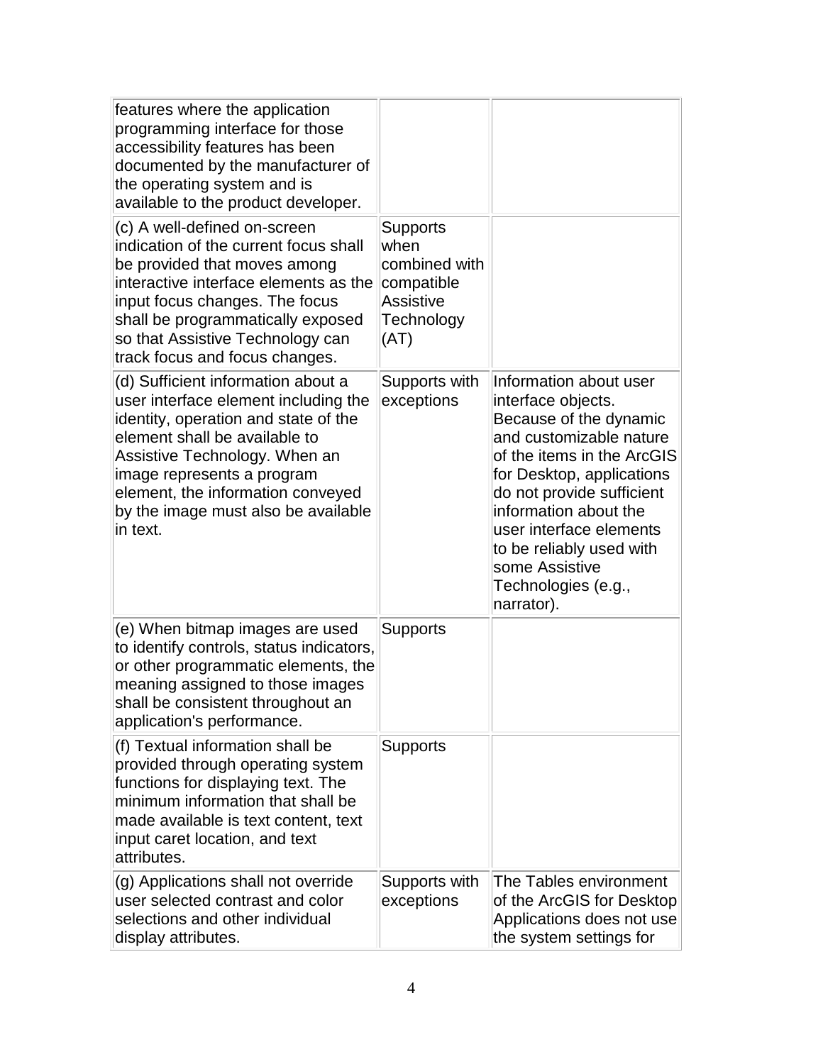| | | |
|---|---|---|
| features where the application programming interface for those accessibility features has been documented by the manufacturer of the operating system and is available to the product developer. | | |
| (c) A well-defined on-screen indication of the current focus shall be provided that moves among interactive interface elements as the input focus changes. The focus shall be programmatically exposed so that Assistive Technology can track focus and focus changes. | Supports when combined with compatible Assistive Technology (AT) | |
| (d) Sufficient information about a user interface element including the identity, operation and state of the element shall be available to Assistive Technology. When an image represents a program element, the information conveyed by the image must also be available in text. | Supports with exceptions | Information about user interface objects. Because of the dynamic and customizable nature of the items in the ArcGIS for Desktop, applications do not provide sufficient information about the user interface elements to be reliably used with some Assistive Technologies (e.g., narrator). |
| (e) When bitmap images are used to identify controls, status indicators, or other programmatic elements, the meaning assigned to those images shall be consistent throughout an application's performance. | Supports | |
| (f) Textual information shall be provided through operating system functions for displaying text. The minimum information that shall be made available is text content, text input caret location, and text attributes. | Supports | |
| (g) Applications shall not override user selected contrast and color selections and other individual display attributes. | Supports with exceptions | The Tables environment of the ArcGIS for Desktop Applications does not use the system settings for |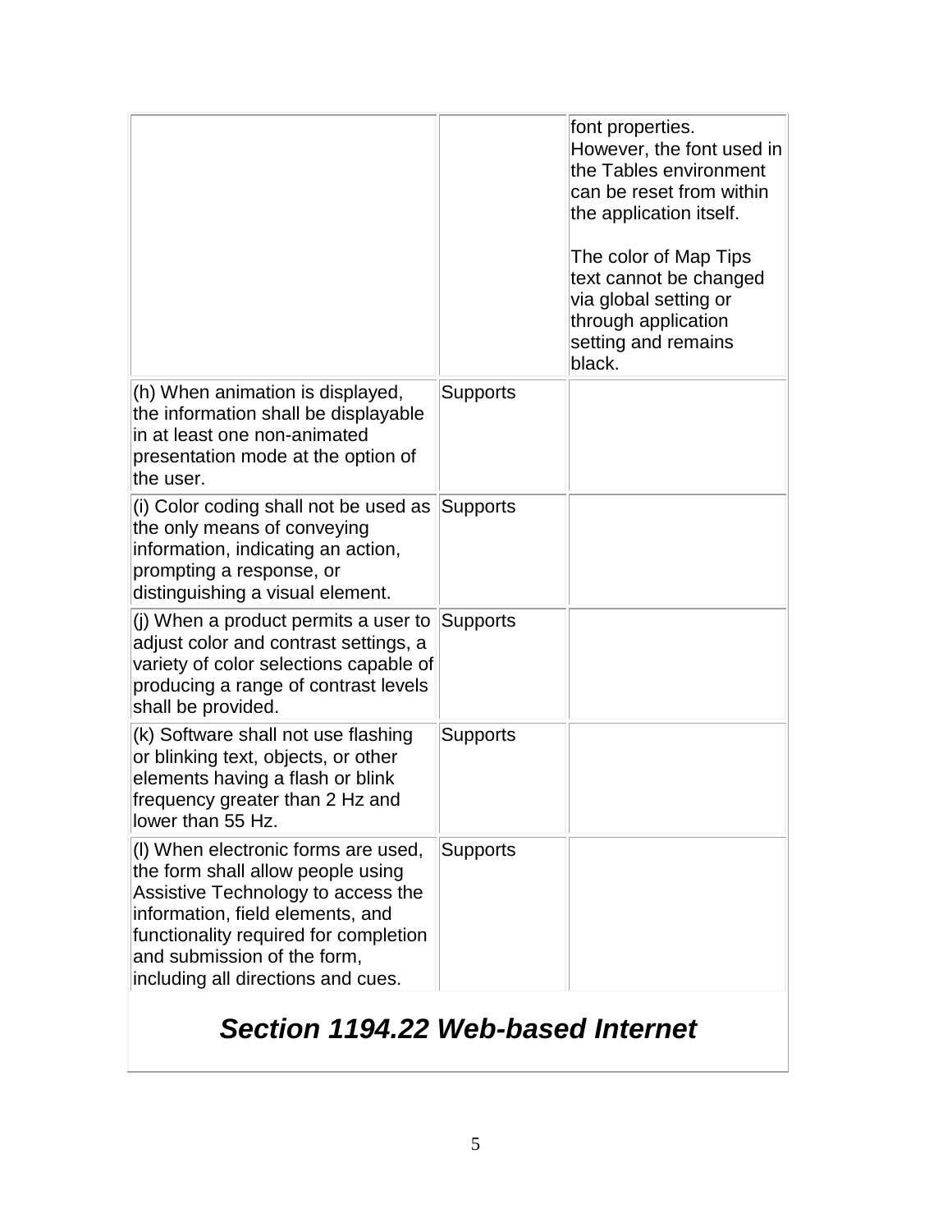| | | |
|---|---|---|
| | | font properties. However, the font used in the Tables environment can be reset from within the application itself.<br><br>The color of Map Tips text cannot be changed via global setting or through application setting and remains black. |
| (h) When animation is displayed, the information shall be displayable in at least one non-animated presentation mode at the option of the user. | Supports | |
| (i) Color coding shall not be used as the only means of conveying information, indicating an action, prompting a response, or distinguishing a visual element. | Supports | |
| (j) When a product permits a user to adjust color and contrast settings, a variety of color selections capable of producing a range of contrast levels shall be provided. | Supports | |
| (k) Software shall not use flashing or blinking text, objects, or other elements having a flash or blink frequency greater than 2 Hz and lower than 55 Hz. | Supports | |
| (l) When electronic forms are used, the form shall allow people using Assistive Technology to access the information, field elements, and functionality required for completion and submission of the form, including all directions and cues. | Supports | |

## *Section 1194.22 Web-based Internet*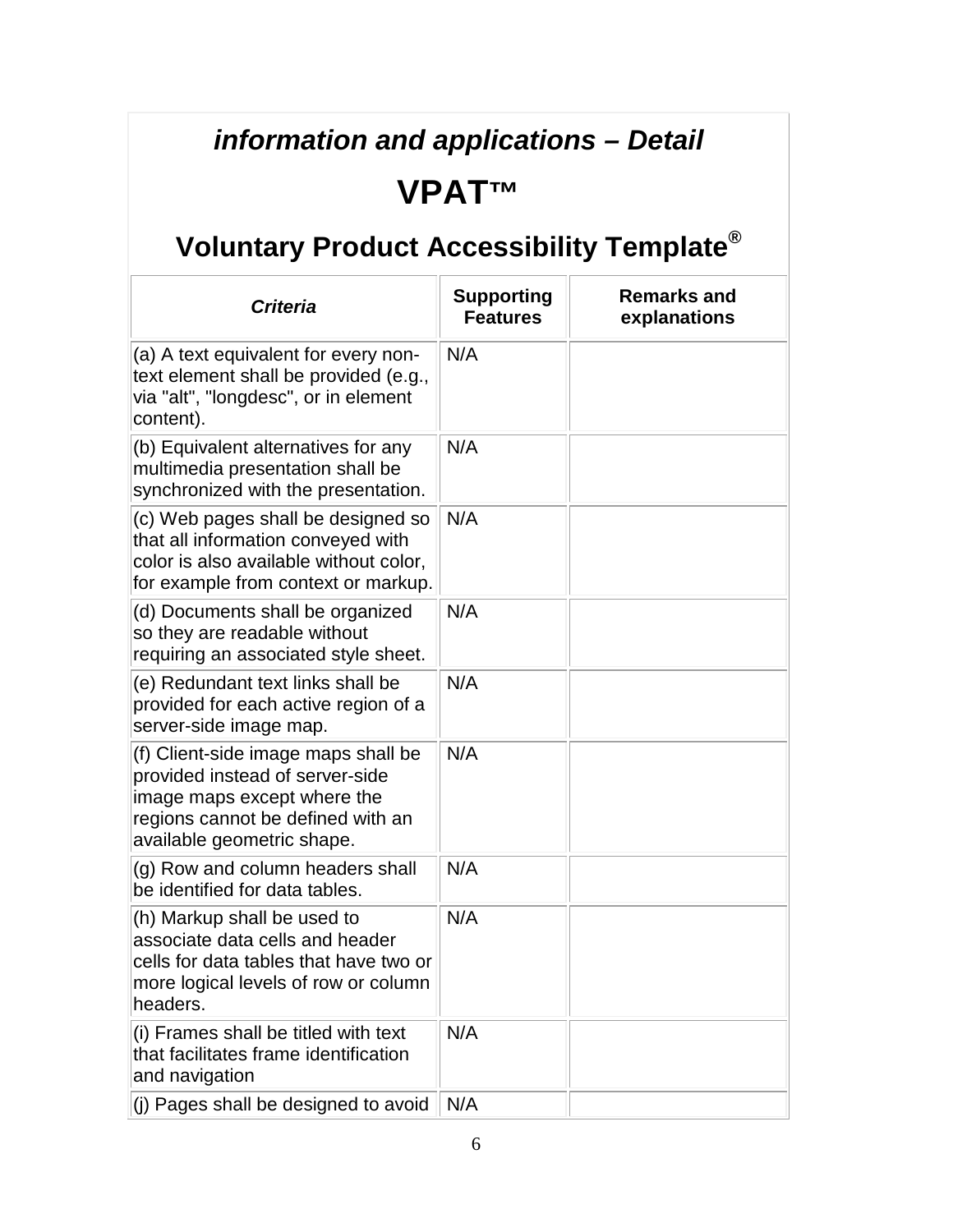### *information and applications – Detail*

# VPAT™

## Voluntary Product Accessibility Template®

| *Criteria* | Supporting Features | Remarks and explanations |
|---|---|---|
| (a) A text equivalent for every non-text element shall be provided (e.g., via "alt", "longdesc", or in element content). | N/A | |
| (b) Equivalent alternatives for any multimedia presentation shall be synchronized with the presentation. | N/A | |
| (c) Web pages shall be designed so that all information conveyed with color is also available without color, for example from context or markup. | N/A | |
| (d) Documents shall be organized so they are readable without requiring an associated style sheet. | N/A | |
| (e) Redundant text links shall be provided for each active region of a server-side image map. | N/A | |
| (f) Client-side image maps shall be provided instead of server-side image maps except where the regions cannot be defined with an available geometric shape. | N/A | |
| (g) Row and column headers shall be identified for data tables. | N/A | |
| (h) Markup shall be used to associate data cells and header cells for data tables that have two or more logical levels of row or column headers. | N/A | |
| (i) Frames shall be titled with text that facilitates frame identification and navigation | N/A | |
| (j) Pages shall be designed to avoid | N/A | |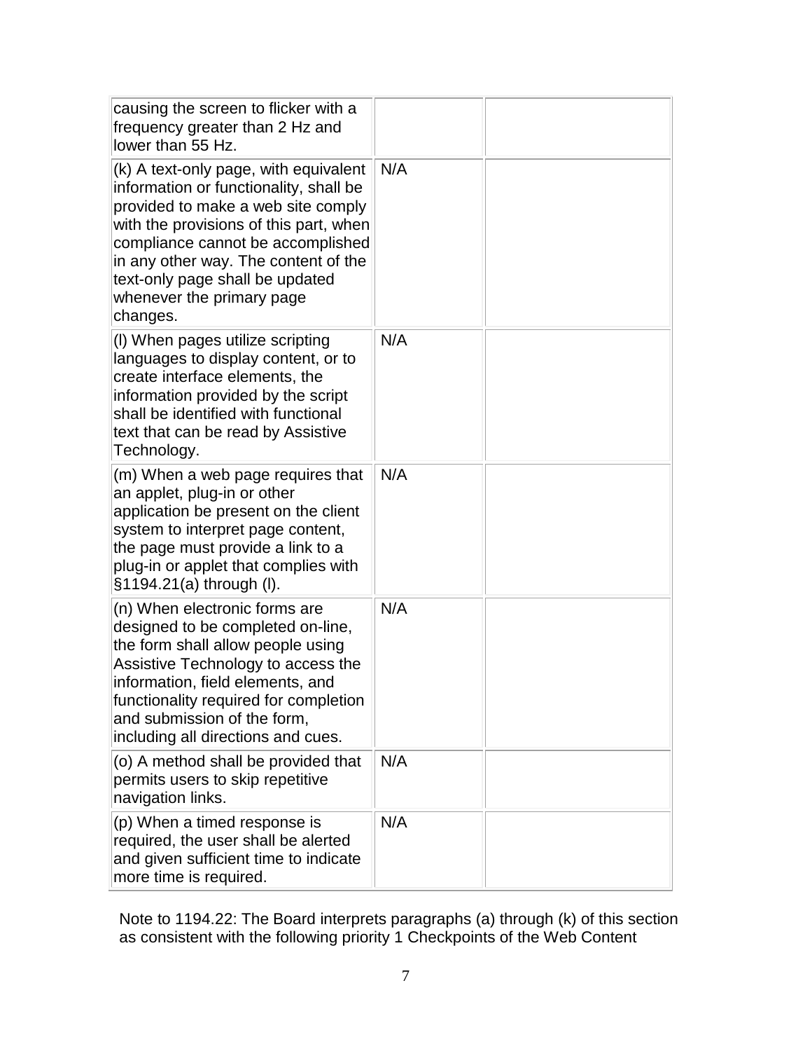| | | |
|---|---|---|
| causing the screen to flicker with a frequency greater than 2 Hz and lower than 55 Hz. | | |
| (k) A text-only page, with equivalent information or functionality, shall be provided to make a web site comply with the provisions of this part, when compliance cannot be accomplished in any other way. The content of the text-only page shall be updated whenever the primary page changes. | N/A | |
| (l) When pages utilize scripting languages to display content, or to create interface elements, the information provided by the script shall be identified with functional text that can be read by Assistive Technology. | N/A | |
| (m) When a web page requires that an applet, plug-in or other application be present on the client system to interpret page content, the page must provide a link to a plug-in or applet that complies with §1194.21(a) through (l). | N/A | |
| (n) When electronic forms are designed to be completed on-line, the form shall allow people using Assistive Technology to access the information, field elements, and functionality required for completion and submission of the form, including all directions and cues. | N/A | |
| (o) A method shall be provided that permits users to skip repetitive navigation links. | N/A | |
| (p) When a timed response is required, the user shall be alerted and given sufficient time to indicate more time is required. | N/A | |

Note to 1194.22: The Board interprets paragraphs (a) through (k) of this section as consistent with the following priority 1 Checkpoints of the Web Content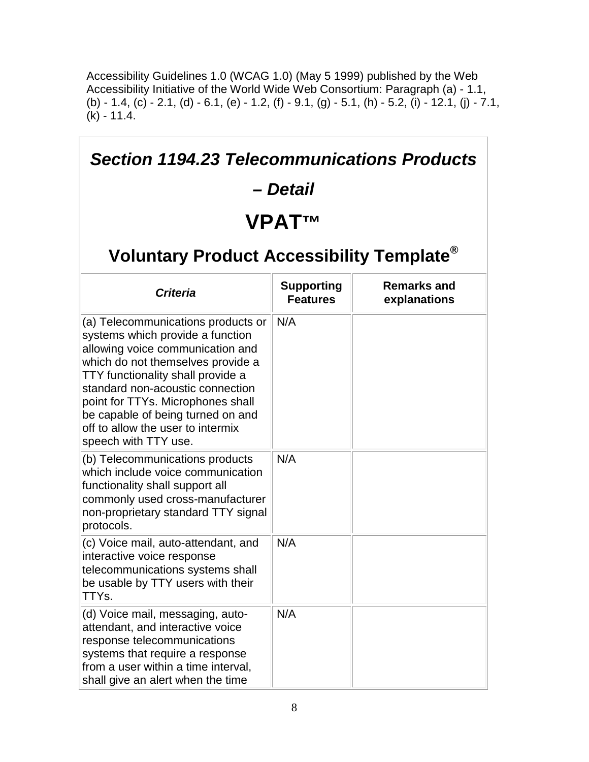Accessibility Guidelines 1.0 (WCAG 1.0) (May 5 1999) published by the Web Accessibility Initiative of the World Wide Web Consortium: Paragraph (a) - 1.1, (b) - 1.4, (c) - 2.1, (d) - 6.1, (e) - 1.2, (f) - 9.1, (g) - 5.1, (h) - 5.2, (i) - 12.1, (j) - 7.1, (k) - 11.4.

## *Section 1194.23 Telecommunications Products – Detail*

# VPAT™

## Voluntary Product Accessibility Template®

| *Criteria* | **Supporting Features** | **Remarks and explanations** |
|---|---|---|
| (a) Telecommunications products or systems which provide a function allowing voice communication and which do not themselves provide a TTY functionality shall provide a standard non-acoustic connection point for TTYs. Microphones shall be capable of being turned on and off to allow the user to intermix speech with TTY use. | N/A | |
| (b) Telecommunications products which include voice communication functionality shall support all commonly used cross-manufacturer non-proprietary standard TTY signal protocols. | N/A | |
| (c) Voice mail, auto-attendant, and interactive voice response telecommunications systems shall be usable by TTY users with their TTYs. | N/A | |
| (d) Voice mail, messaging, auto-attendant, and interactive voice response telecommunications systems that require a response from a user within a time interval, shall give an alert when the time | N/A | |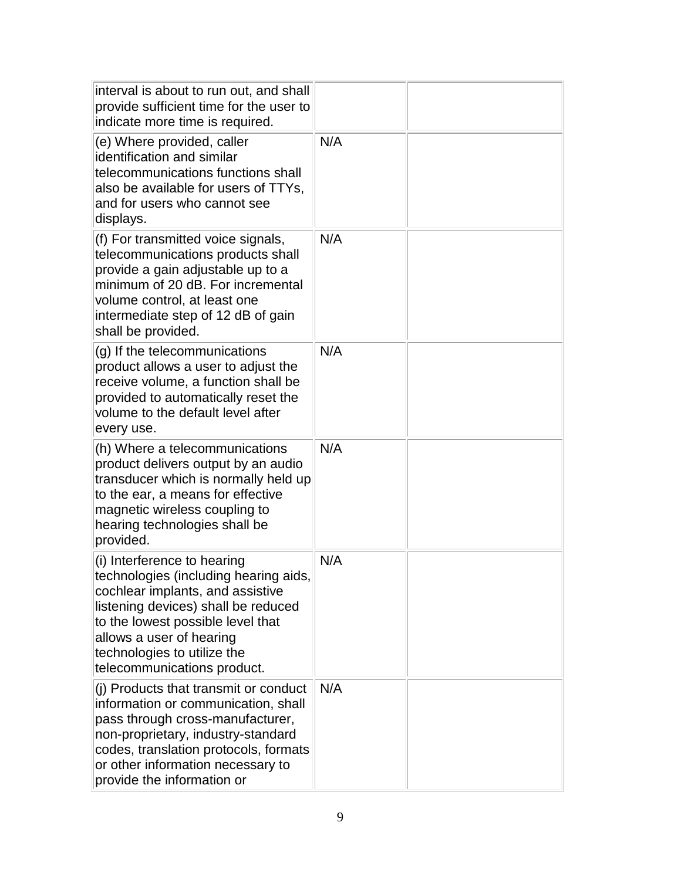| | | |
|---|---|---|
| interval is about to run out, and shall provide sufficient time for the user to indicate more time is required. | | |
| (e) Where provided, caller identification and similar telecommunications functions shall also be available for users of TTYs, and for users who cannot see displays. | N/A | |
| (f) For transmitted voice signals, telecommunications products shall provide a gain adjustable up to a minimum of 20 dB. For incremental volume control, at least one intermediate step of 12 dB of gain shall be provided. | N/A | |
| (g) If the telecommunications product allows a user to adjust the receive volume, a function shall be provided to automatically reset the volume to the default level after every use. | N/A | |
| (h) Where a telecommunications product delivers output by an audio transducer which is normally held up to the ear, a means for effective magnetic wireless coupling to hearing technologies shall be provided. | N/A | |
| (i) Interference to hearing technologies (including hearing aids, cochlear implants, and assistive listening devices) shall be reduced to the lowest possible level that allows a user of hearing technologies to utilize the telecommunications product. | N/A | |
| (j) Products that transmit or conduct information or communication, shall pass through cross-manufacturer, non-proprietary, industry-standard codes, translation protocols, formats or other information necessary to provide the information or | N/A | |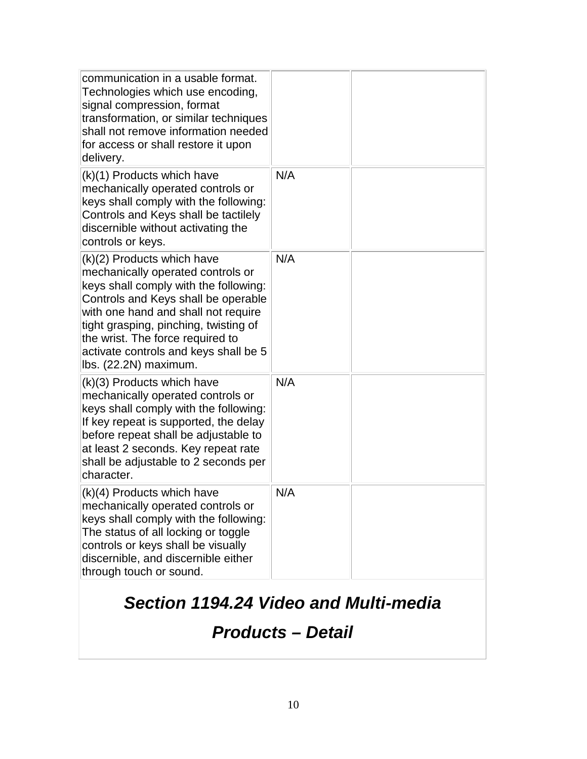| | | |
|---|---|---|
| communication in a usable format. Technologies which use encoding, signal compression, format transformation, or similar techniques shall not remove information needed for access or shall restore it upon delivery. | | |
| (k)(1) Products which have mechanically operated controls or keys shall comply with the following: Controls and Keys shall be tactilely discernible without activating the controls or keys. | N/A | |
| (k)(2) Products which have mechanically operated controls or keys shall comply with the following: Controls and Keys shall be operable with one hand and shall not require tight grasping, pinching, twisting of the wrist. The force required to activate controls and keys shall be 5 lbs. (22.2N) maximum. | N/A | |
| (k)(3) Products which have mechanically operated controls or keys shall comply with the following: If key repeat is supported, the delay before repeat shall be adjustable to at least 2 seconds. Key repeat rate shall be adjustable to 2 seconds per character. | N/A | |
| (k)(4) Products which have mechanically operated controls or keys shall comply with the following: The status of all locking or toggle controls or keys shall be visually discernible, and discernible either through touch or sound. | N/A | |

## *Section 1194.24 Video and Multi-media Products – Detail*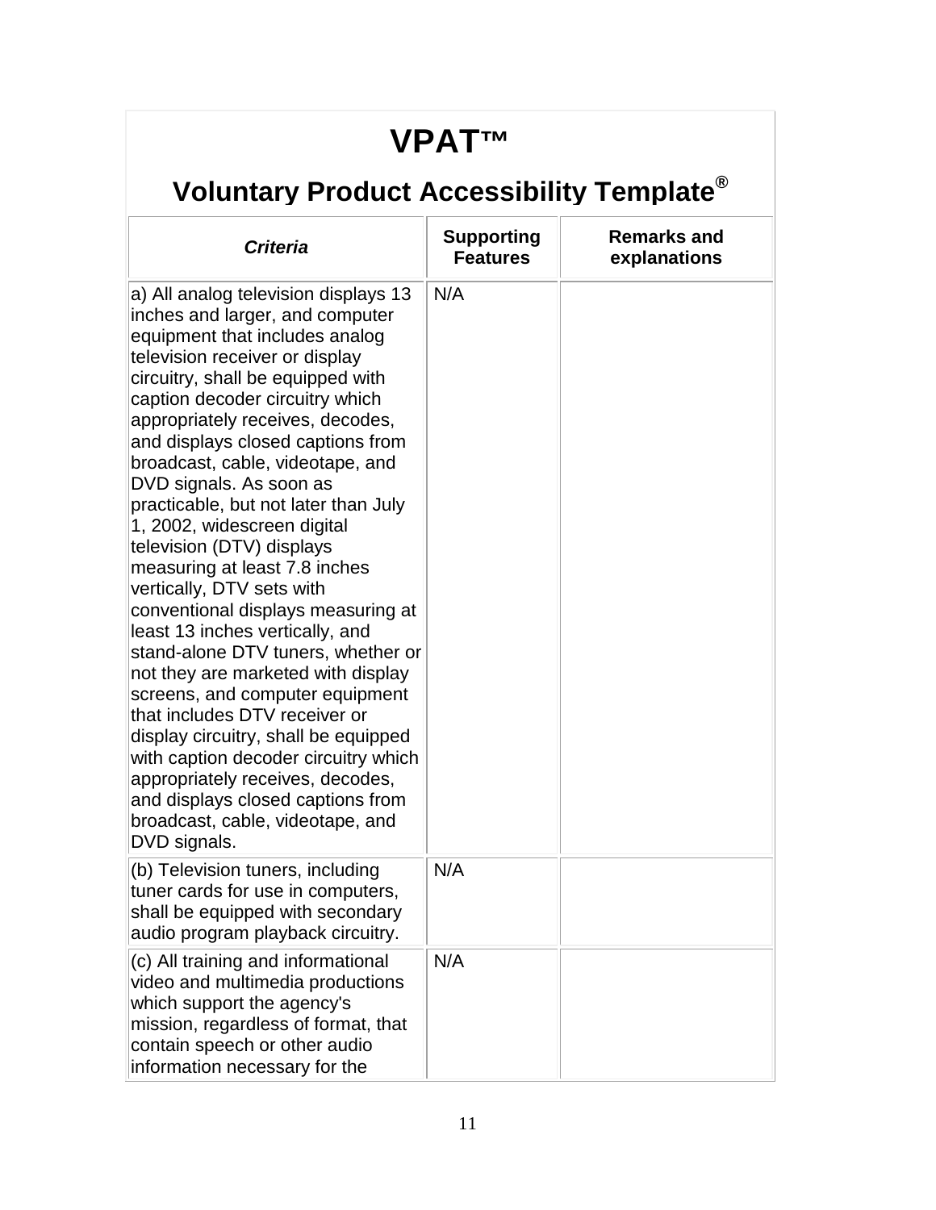# VPAT™

## Voluntary Product Accessibility Template®

| *Criteria* | Supporting Features | Remarks and explanations |
|---|---|---|
| a) All analog television displays 13 inches and larger, and computer equipment that includes analog television receiver or display circuitry, shall be equipped with caption decoder circuitry which appropriately receives, decodes, and displays closed captions from broadcast, cable, videotape, and DVD signals. As soon as practicable, but not later than July 1, 2002, widescreen digital television (DTV) displays measuring at least 7.8 inches vertically, DTV sets with conventional displays measuring at least 13 inches vertically, and stand-alone DTV tuners, whether or not they are marketed with display screens, and computer equipment that includes DTV receiver or display circuitry, shall be equipped with caption decoder circuitry which appropriately receives, decodes, and displays closed captions from broadcast, cable, videotape, and DVD signals. | N/A | |
| (b) Television tuners, including tuner cards for use in computers, shall be equipped with secondary audio program playback circuitry. | N/A | |
| (c) All training and informational video and multimedia productions which support the agency's mission, regardless of format, that contain speech or other audio information necessary for the | N/A | |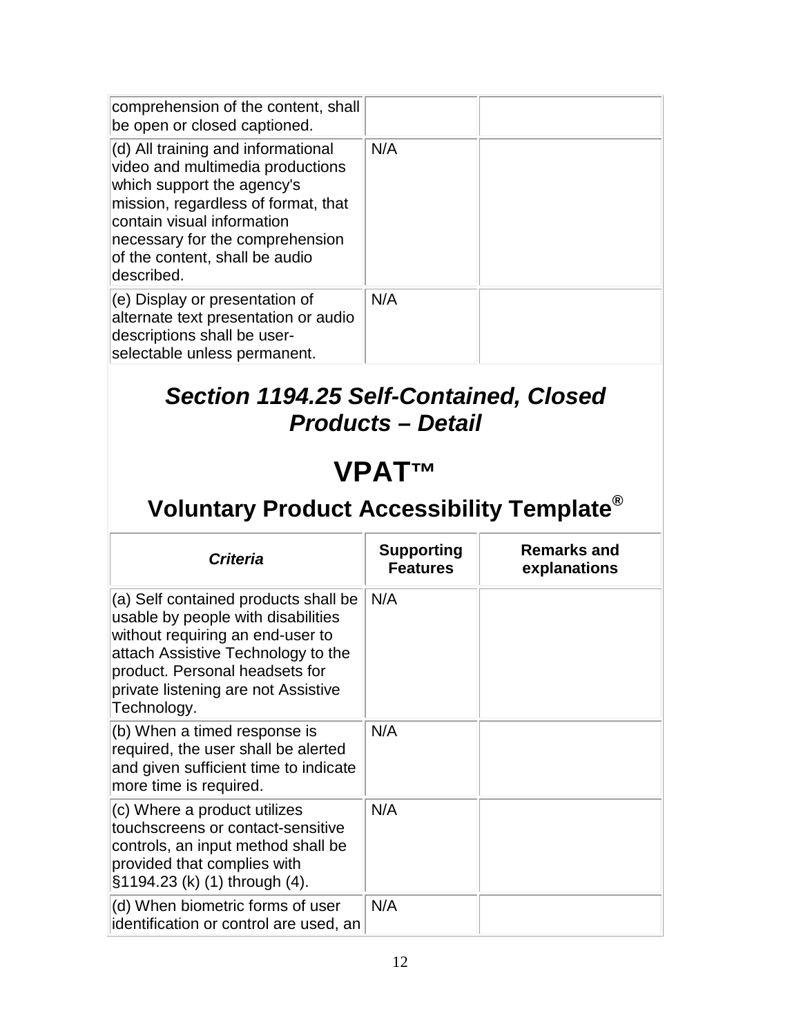| | | |
|---|---|---|
| comprehension of the content, shall be open or closed captioned. | | |
| (d) All training and informational video and multimedia productions which support the agency's mission, regardless of format, that contain visual information necessary for the comprehension of the content, shall be audio described. | N/A | |
| (e) Display or presentation of alternate text presentation or audio descriptions shall be user-selectable unless permanent. | N/A | |

## *Section 1194.25 Self-Contained, Closed Products – Detail*

# VPAT™

## Voluntary Product Accessibility Template®

| *Criteria* | **Supporting Features** | **Remarks and explanations** |
|---|---|---|
| (a) Self contained products shall be usable by people with disabilities without requiring an end-user to attach Assistive Technology to the product. Personal headsets for private listening are not Assistive Technology. | N/A | |
| (b) When a timed response is required, the user shall be alerted and given sufficient time to indicate more time is required. | N/A | |
| (c) Where a product utilizes touchscreens or contact-sensitive controls, an input method shall be provided that complies with §1194.23 (k) (1) through (4). | N/A | |
| (d) When biometric forms of user identification or control are used, an | N/A | |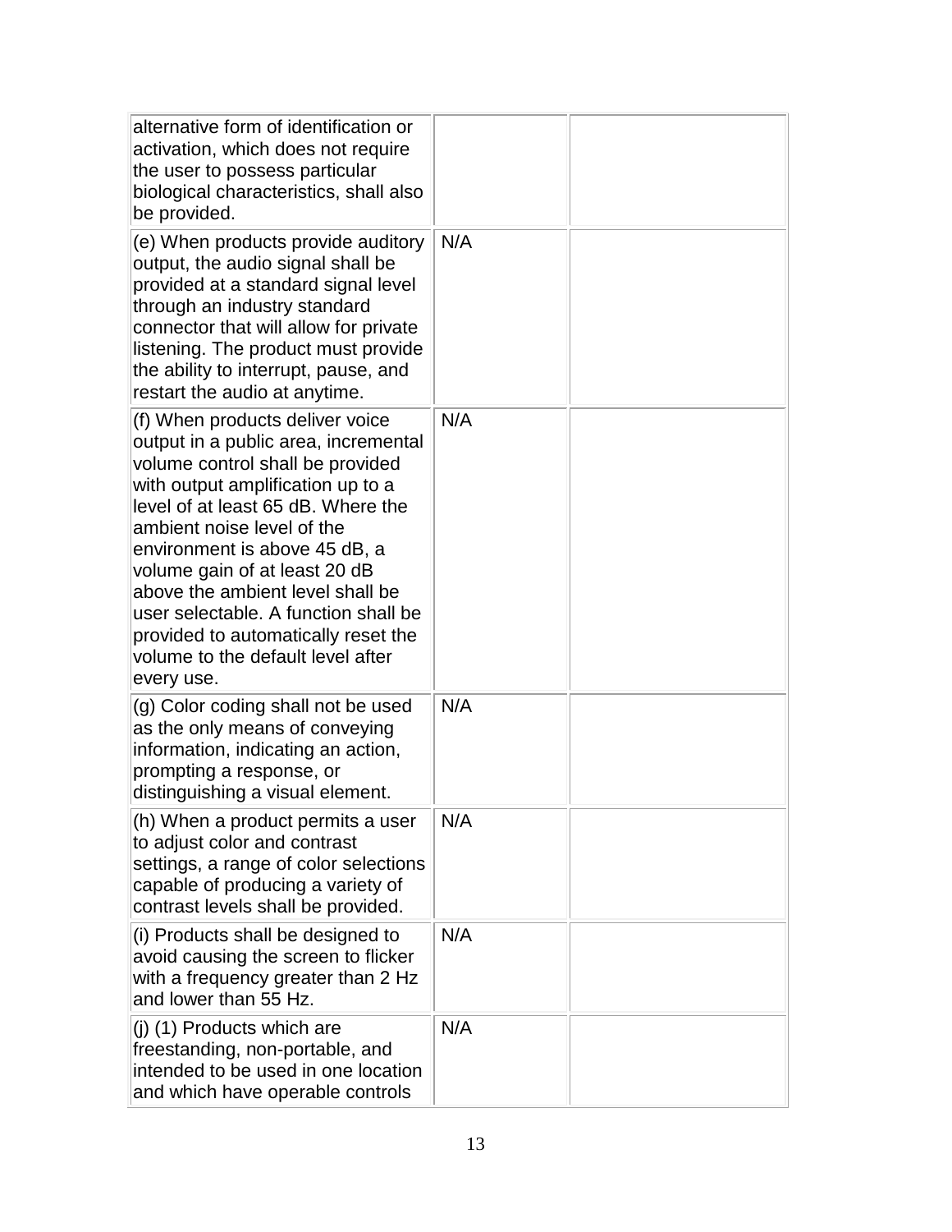| | | |
|---|---|---|
| alternative form of identification or activation, which does not require the user to possess particular biological characteristics, shall also be provided. | | |
| (e) When products provide auditory output, the audio signal shall be provided at a standard signal level through an industry standard connector that will allow for private listening. The product must provide the ability to interrupt, pause, and restart the audio at anytime. | N/A | |
| (f) When products deliver voice output in a public area, incremental volume control shall be provided with output amplification up to a level of at least 65 dB. Where the ambient noise level of the environment is above 45 dB, a volume gain of at least 20 dB above the ambient level shall be user selectable. A function shall be provided to automatically reset the volume to the default level after every use. | N/A | |
| (g) Color coding shall not be used as the only means of conveying information, indicating an action, prompting a response, or distinguishing a visual element. | N/A | |
| (h) When a product permits a user to adjust color and contrast settings, a range of color selections capable of producing a variety of contrast levels shall be provided. | N/A | |
| (i) Products shall be designed to avoid causing the screen to flicker with a frequency greater than 2 Hz and lower than 55 Hz. | N/A | |
| (j) (1) Products which are freestanding, non-portable, and intended to be used in one location and which have operable controls | N/A | |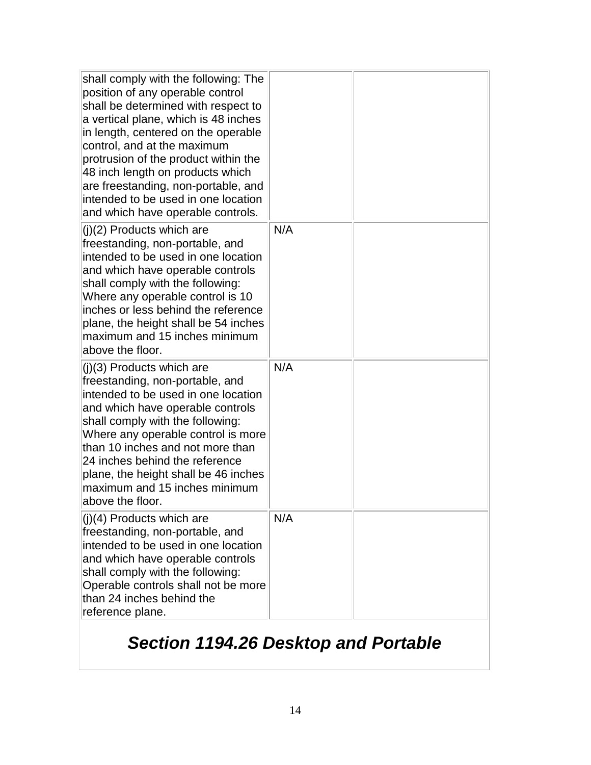| | | |
|---|---|---|
| shall comply with the following: The position of any operable control shall be determined with respect to a vertical plane, which is 48 inches in length, centered on the operable control, and at the maximum protrusion of the product within the 48 inch length on products which are freestanding, non-portable, and intended to be used in one location and which have operable controls. | | |
| (j)(2) Products which are freestanding, non-portable, and intended to be used in one location and which have operable controls shall comply with the following: Where any operable control is 10 inches or less behind the reference plane, the height shall be 54 inches maximum and 15 inches minimum above the floor. | N/A | |
| (j)(3) Products which are freestanding, non-portable, and intended to be used in one location and which have operable controls shall comply with the following: Where any operable control is more than 10 inches and not more than 24 inches behind the reference plane, the height shall be 46 inches maximum and 15 inches minimum above the floor. | N/A | |
| (j)(4) Products which are freestanding, non-portable, and intended to be used in one location and which have operable controls shall comply with the following: Operable controls shall not be more than 24 inches behind the reference plane. | N/A | |

## *Section 1194.26 Desktop and Portable*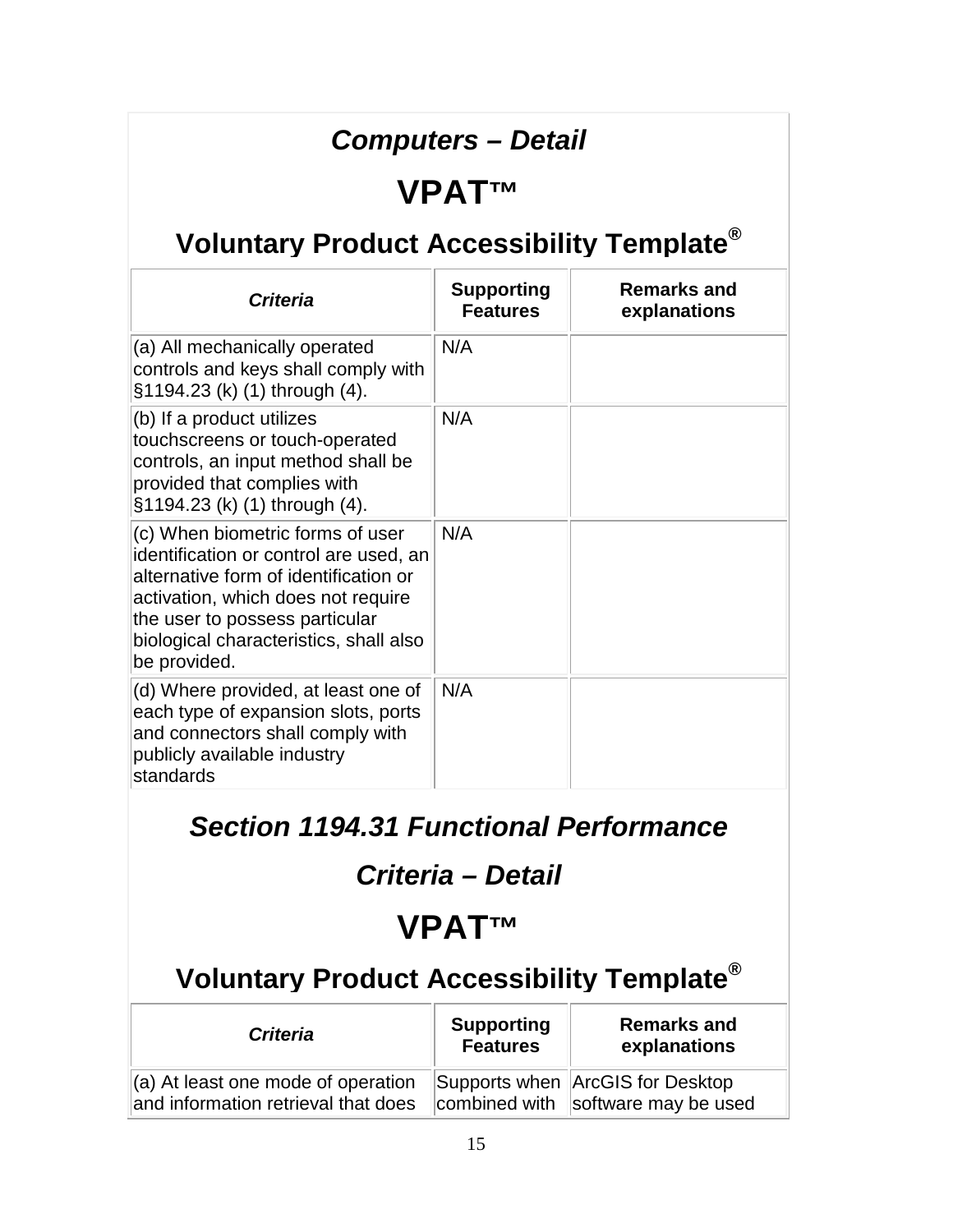### *Computers – Detail*

## VPAT™

### Voluntary Product Accessibility Template®

| *Criteria* | Supporting Features | Remarks and explanations |
| --- | --- | --- |
| (a) All mechanically operated controls and keys shall comply with §1194.23 (k) (1) through (4). | N/A | |
| (b) If a product utilizes touchscreens or touch-operated controls, an input method shall be provided that complies with §1194.23 (k) (1) through (4). | N/A | |
| (c) When biometric forms of user identification or control are used, an alternative form of identification or activation, which does not require the user to possess particular biological characteristics, shall also be provided. | N/A | |
| (d) Where provided, at least one of each type of expansion slots, ports and connectors shall comply with publicly available industry standards | N/A | |

### *Section 1194.31 Functional Performance Criteria – Detail*

## VPAT™

### Voluntary Product Accessibility Template®

| *Criteria* | Supporting Features | Remarks and explanations |
| --- | --- | --- |
| (a) At least one mode of operation and information retrieval that does | Supports when combined with | ArcGIS for Desktop software may be used |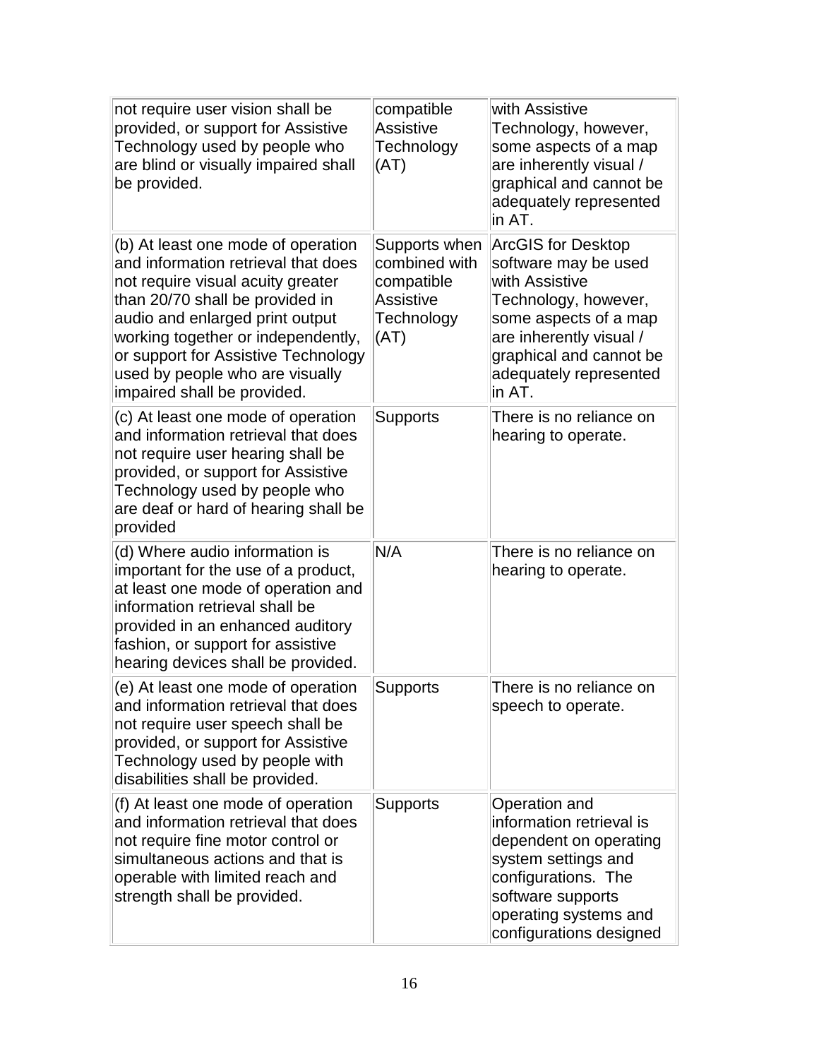| | | |
|---|---|---|
| not require user vision shall be provided, or support for Assistive Technology used by people who are blind or visually impaired shall be provided. | compatible Assistive Technology (AT) | with Assistive Technology, however, some aspects of a map are inherently visual / graphical and cannot be adequately represented in AT. |
| (b) At least one mode of operation and information retrieval that does not require visual acuity greater than 20/70 shall be provided in audio and enlarged print output working together or independently, or support for Assistive Technology used by people who are visually impaired shall be provided. | Supports when combined with compatible Assistive Technology (AT) | ArcGIS for Desktop software may be used with Assistive Technology, however, some aspects of a map are inherently visual / graphical and cannot be adequately represented in AT. |
| (c) At least one mode of operation and information retrieval that does not require user hearing shall be provided, or support for Assistive Technology used by people who are deaf or hard of hearing shall be provided | Supports | There is no reliance on hearing to operate. |
| (d) Where audio information is important for the use of a product, at least one mode of operation and information retrieval shall be provided in an enhanced auditory fashion, or support for assistive hearing devices shall be provided. | N/A | There is no reliance on hearing to operate. |
| (e) At least one mode of operation and information retrieval that does not require user speech shall be provided, or support for Assistive Technology used by people with disabilities shall be provided. | Supports | There is no reliance on speech to operate. |
| (f) At least one mode of operation and information retrieval that does not require fine motor control or simultaneous actions and that is operable with limited reach and strength shall be provided. | Supports | Operation and information retrieval is dependent on operating system settings and configurations. The software supports operating systems and configurations designed |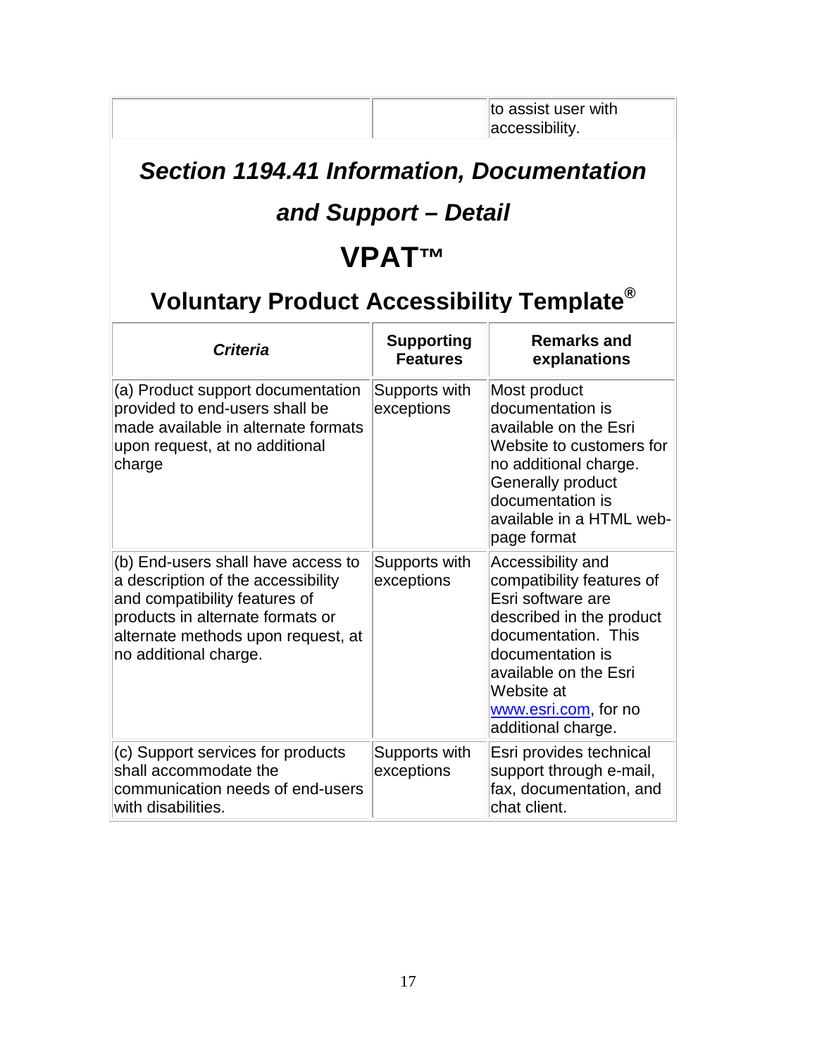| | | |
|---|---|---|
| | | to assist user with accessibility. |

## *Section 1194.41 Information, Documentation and Support – Detail*

# VPAT™

## Voluntary Product Accessibility Template®

| ***Criteria*** | **Supporting Features** | **Remarks and explanations** |
|---|---|---|
| (a) Product support documentation provided to end-users shall be made available in alternate formats upon request, at no additional charge | Supports with exceptions | Most product documentation is available on the Esri Website to customers for no additional charge. Generally product documentation is available in a HTML web-page format |
| (b) End-users shall have access to a description of the accessibility and compatibility features of products in alternate formats or alternate methods upon request, at no additional charge. | Supports with exceptions | Accessibility and compatibility features of Esri software are described in the product documentation. This documentation is available on the Esri Website at www.esri.com, for no additional charge. |
| (c) Support services for products shall accommodate the communication needs of end-users with disabilities. | Supports with exceptions | Esri provides technical support through e-mail, fax, documentation, and chat client. |